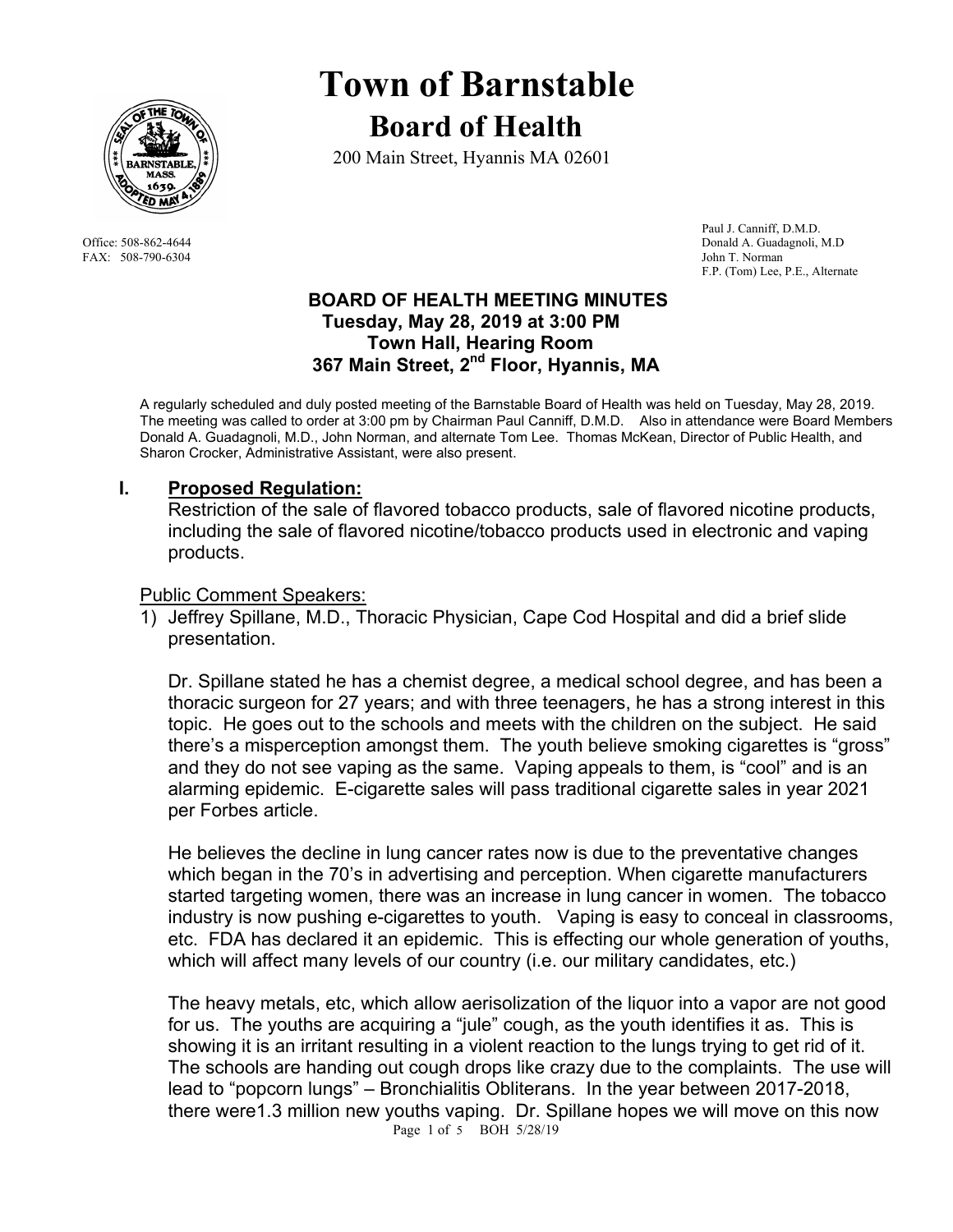# Town of Barnstable

## Board of Health

200 Main Street, Hyannis MA 02601

Office: 508-862-4644
FAX: 508-790-6304

Paul J. Canniff, D.M.D.
Donald A. Guadagnoli, M.D
John T. Norman
F.P. (Tom) Lee, P.E., Alternate

### BOARD OF HEALTH MEETING MINUTES
### Tuesday, May 28, 2019 at 3:00 PM
### Town Hall, Hearing Room
### 367 Main Street, 2nd Floor, Hyannis, MA

A regularly scheduled and duly posted meeting of the Barnstable Board of Health was held on Tuesday, May 28, 2019. The meeting was called to order at 3:00 pm by Chairman Paul Canniff, D.M.D. Also in attendance were Board Members Donald A. Guadagnoli, M.D., John Norman, and alternate Tom Lee. Thomas McKean, Director of Public Health, and Sharon Crocker, Administrative Assistant, were also present.

## I. Proposed Regulation:

Restriction of the sale of flavored tobacco products, sale of flavored nicotine products, including the sale of flavored nicotine/tobacco products used in electronic and vaping products.

Public Comment Speakers:

1) Jeffrey Spillane, M.D., Thoracic Physician, Cape Cod Hospital and did a brief slide presentation.

   Dr. Spillane stated he has a chemist degree, a medical school degree, and has been a thoracic surgeon for 27 years; and with three teenagers, he has a strong interest in this topic. He goes out to the schools and meets with the children on the subject. He said there's a misperception amongst them. The youth believe smoking cigarettes is "gross" and they do not see vaping as the same. Vaping appeals to them, is "cool" and is an alarming epidemic. E-cigarette sales will pass traditional cigarette sales in year 2021 per Forbes article.

   He believes the decline in lung cancer rates now is due to the preventative changes which began in the 70's in advertising and perception. When cigarette manufacturers started targeting women, there was an increase in lung cancer in women. The tobacco industry is now pushing e-cigarettes to youth. Vaping is easy to conceal in classrooms, etc. FDA has declared it an epidemic. This is effecting our whole generation of youths, which will affect many levels of our country (i.e. our military candidates, etc.)

   The heavy metals, etc, which allow aerisolization of the liquor into a vapor are not good for us. The youths are acquiring a "jule" cough, as the youth identifies it as. This is showing it is an irritant resulting in a violent reaction to the lungs trying to get rid of it. The schools are handing out cough drops like crazy due to the complaints. The use will lead to "popcorn lungs" – Bronchialitis Obliterans. In the year between 2017-2018, there were1.3 million new youths vaping. Dr. Spillane hopes we will move on this now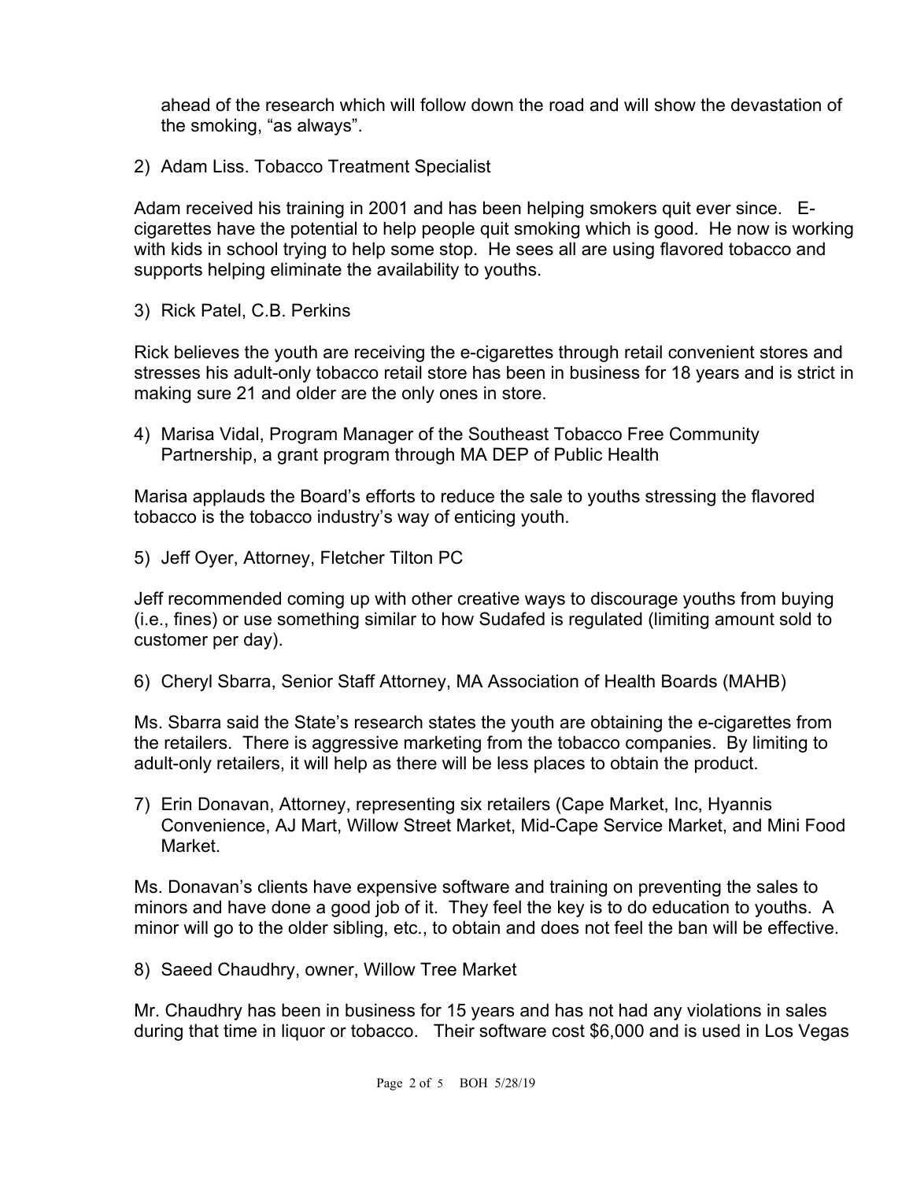ahead of the research which will follow down the road and will show the devastation of the smoking, "as always".

2) Adam Liss. Tobacco Treatment Specialist

Adam received his training in 2001 and has been helping smokers quit ever since. E-cigarettes have the potential to help people quit smoking which is good. He now is working with kids in school trying to help some stop. He sees all are using flavored tobacco and supports helping eliminate the availability to youths.

3) Rick Patel, C.B. Perkins

Rick believes the youth are receiving the e-cigarettes through retail convenient stores and stresses his adult-only tobacco retail store has been in business for 18 years and is strict in making sure 21 and older are the only ones in store.

4) Marisa Vidal, Program Manager of the Southeast Tobacco Free Community Partnership, a grant program through MA DEP of Public Health

Marisa applauds the Board's efforts to reduce the sale to youths stressing the flavored tobacco is the tobacco industry's way of enticing youth.

5) Jeff Oyer, Attorney, Fletcher Tilton PC

Jeff recommended coming up with other creative ways to discourage youths from buying (i.e., fines) or use something similar to how Sudafed is regulated (limiting amount sold to customer per day).

6) Cheryl Sbarra, Senior Staff Attorney, MA Association of Health Boards (MAHB)

Ms. Sbarra said the State's research states the youth are obtaining the e-cigarettes from the retailers. There is aggressive marketing from the tobacco companies. By limiting to adult-only retailers, it will help as there will be less places to obtain the product.

7) Erin Donavan, Attorney, representing six retailers (Cape Market, Inc, Hyannis Convenience, AJ Mart, Willow Street Market, Mid-Cape Service Market, and Mini Food Market.

Ms. Donavan's clients have expensive software and training on preventing the sales to minors and have done a good job of it. They feel the key is to do education to youths. A minor will go to the older sibling, etc., to obtain and does not feel the ban will be effective.

8) Saeed Chaudhry, owner, Willow Tree Market

Mr. Chaudhry has been in business for 15 years and has not had any violations in sales during that time in liquor or tobacco. Their software cost $6,000 and is used in Los Vegas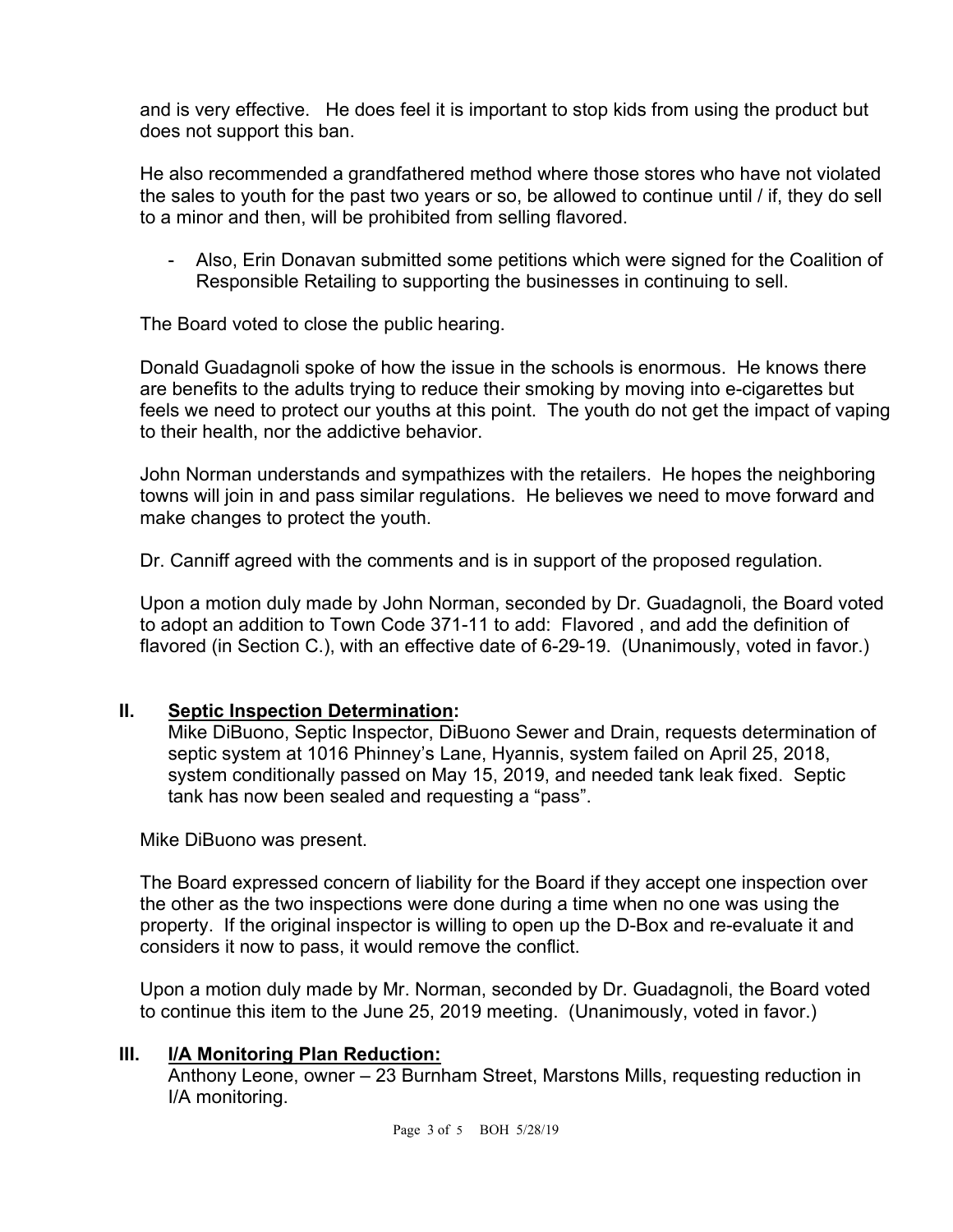and is very effective. He does feel it is important to stop kids from using the product but does not support this ban.

He also recommended a grandfathered method where those stores who have not violated the sales to youth for the past two years or so, be allowed to continue until / if, they do sell to a minor and then, will be prohibited from selling flavored.

- Also, Erin Donavan submitted some petitions which were signed for the Coalition of Responsible Retailing to supporting the businesses in continuing to sell.

The Board voted to close the public hearing.

Donald Guadagnoli spoke of how the issue in the schools is enormous. He knows there are benefits to the adults trying to reduce their smoking by moving into e-cigarettes but feels we need to protect our youths at this point. The youth do not get the impact of vaping to their health, nor the addictive behavior.

John Norman understands and sympathizes with the retailers. He hopes the neighboring towns will join in and pass similar regulations. He believes we need to move forward and make changes to protect the youth.

Dr. Canniff agreed with the comments and is in support of the proposed regulation.

Upon a motion duly made by John Norman, seconded by Dr. Guadagnoli, the Board voted to adopt an addition to Town Code 371-11 to add: Flavored , and add the definition of flavored (in Section C.), with an effective date of 6-29-19. (Unanimously, voted in favor.)

## II. Septic Inspection Determination:

Mike DiBuono, Septic Inspector, DiBuono Sewer and Drain, requests determination of septic system at 1016 Phinney's Lane, Hyannis, system failed on April 25, 2018, system conditionally passed on May 15, 2019, and needed tank leak fixed. Septic tank has now been sealed and requesting a "pass".

Mike DiBuono was present.

The Board expressed concern of liability for the Board if they accept one inspection over the other as the two inspections were done during a time when no one was using the property. If the original inspector is willing to open up the D-Box and re-evaluate it and considers it now to pass, it would remove the conflict.

Upon a motion duly made by Mr. Norman, seconded by Dr. Guadagnoli, the Board voted to continue this item to the June 25, 2019 meeting. (Unanimously, voted in favor.)

## III. I/A Monitoring Plan Reduction:

Anthony Leone, owner – 23 Burnham Street, Marstons Mills, requesting reduction in I/A monitoring.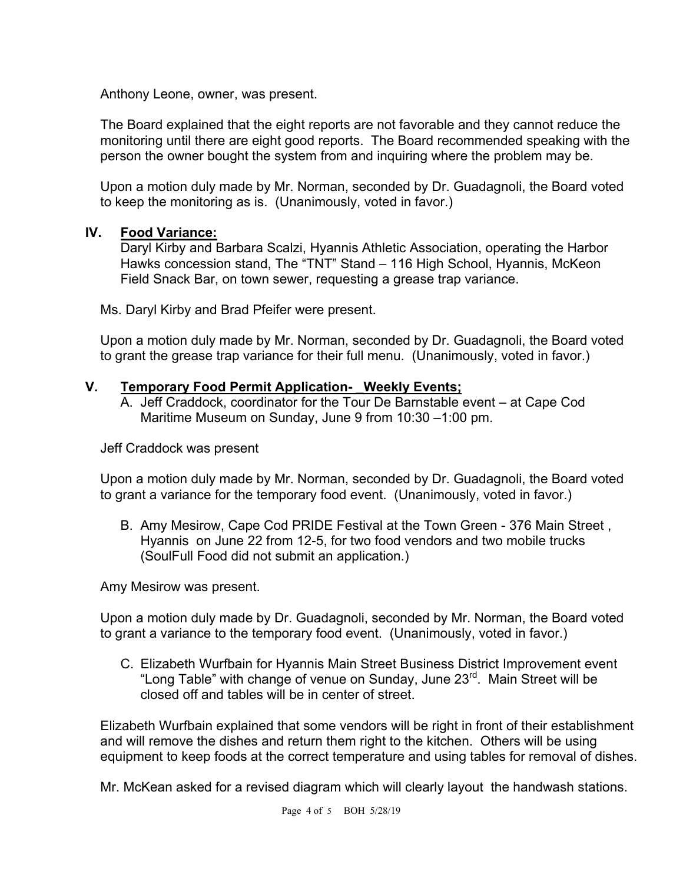Anthony Leone, owner, was present.

The Board explained that the eight reports are not favorable and they cannot reduce the monitoring until there are eight good reports. The Board recommended speaking with the person the owner bought the system from and inquiring where the problem may be.

Upon a motion duly made by Mr. Norman, seconded by Dr. Guadagnoli, the Board voted to keep the monitoring as is. (Unanimously, voted in favor.)

## IV. Food Variance:

Daryl Kirby and Barbara Scalzi, Hyannis Athletic Association, operating the Harbor Hawks concession stand, The "TNT" Stand – 116 High School, Hyannis, McKeon Field Snack Bar, on town sewer, requesting a grease trap variance.

Ms. Daryl Kirby and Brad Pfeifer were present.

Upon a motion duly made by Mr. Norman, seconded by Dr. Guadagnoli, the Board voted to grant the grease trap variance for their full menu. (Unanimously, voted in favor.)

## V. Temporary Food Permit Application- _Weekly Events;

A. Jeff Craddock, coordinator for the Tour De Barnstable event – at Cape Cod Maritime Museum on Sunday, June 9 from 10:30 –1:00 pm.

Jeff Craddock was present

Upon a motion duly made by Mr. Norman, seconded by Dr. Guadagnoli, the Board voted to grant a variance for the temporary food event. (Unanimously, voted in favor.)

B. Amy Mesirow, Cape Cod PRIDE Festival at the Town Green - 376 Main Street , Hyannis on June 22 from 12-5, for two food vendors and two mobile trucks (SoulFull Food did not submit an application.)

Amy Mesirow was present.

Upon a motion duly made by Dr. Guadagnoli, seconded by Mr. Norman, the Board voted to grant a variance to the temporary food event. (Unanimously, voted in favor.)

C. Elizabeth Wurfbain for Hyannis Main Street Business District Improvement event "Long Table" with change of venue on Sunday, June 23rd. Main Street will be closed off and tables will be in center of street.

Elizabeth Wurfbain explained that some vendors will be right in front of their establishment and will remove the dishes and return them right to the kitchen. Others will be using equipment to keep foods at the correct temperature and using tables for removal of dishes.

Mr. McKean asked for a revised diagram which will clearly layout the handwash stations.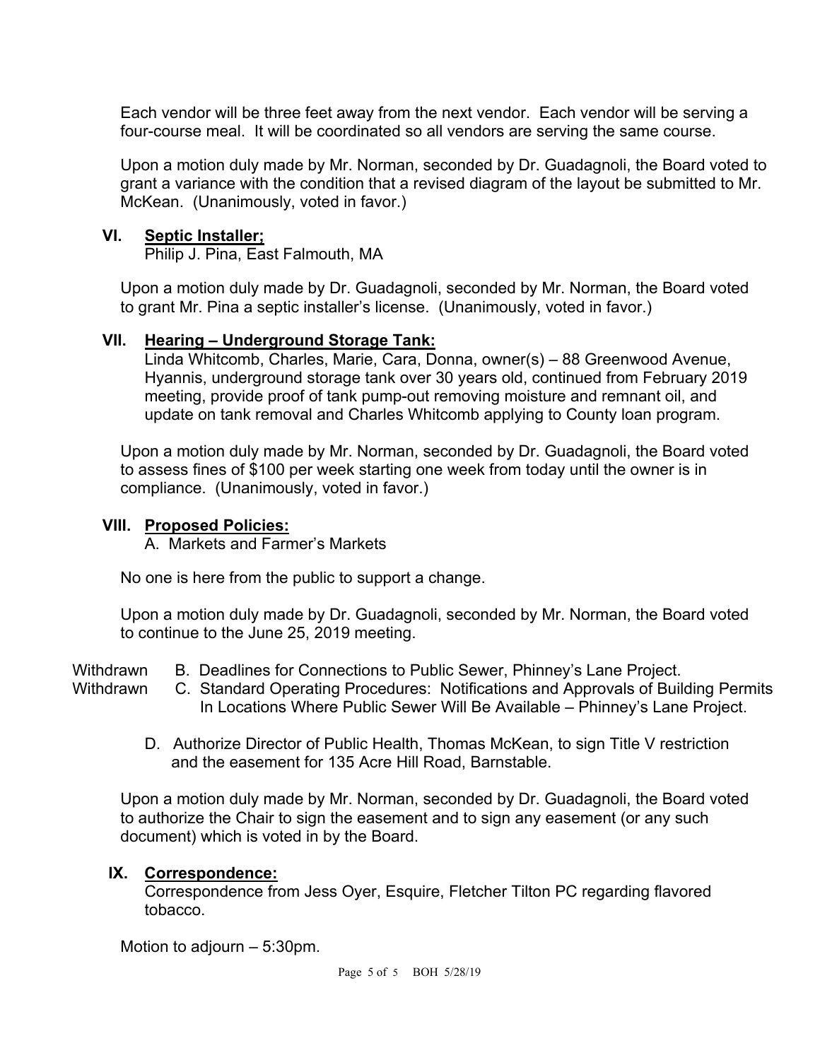Each vendor will be three feet away from the next vendor. Each vendor will be serving a four-course meal. It will be coordinated so all vendors are serving the same course.

Upon a motion duly made by Mr. Norman, seconded by Dr. Guadagnoli, the Board voted to grant a variance with the condition that a revised diagram of the layout be submitted to Mr. McKean. (Unanimously, voted in favor.)

## VI. Septic Installer;

Philip J. Pina, East Falmouth, MA

Upon a motion duly made by Dr. Guadagnoli, seconded by Mr. Norman, the Board voted to grant Mr. Pina a septic installer's license. (Unanimously, voted in favor.)

## VII. Hearing – Underground Storage Tank:

Linda Whitcomb, Charles, Marie, Cara, Donna, owner(s) – 88 Greenwood Avenue, Hyannis, underground storage tank over 30 years old, continued from February 2019 meeting, provide proof of tank pump-out removing moisture and remnant oil, and update on tank removal and Charles Whitcomb applying to County loan program.

Upon a motion duly made by Mr. Norman, seconded by Dr. Guadagnoli, the Board voted to assess fines of $100 per week starting one week from today until the owner is in compliance. (Unanimously, voted in favor.)

## VIII. Proposed Policies:

A. Markets and Farmer's Markets

No one is here from the public to support a change.

Upon a motion duly made by Dr. Guadagnoli, seconded by Mr. Norman, the Board voted to continue to the June 25, 2019 meeting.

Withdrawn B. Deadlines for Connections to Public Sewer, Phinney's Lane Project.

Withdrawn C. Standard Operating Procedures: Notifications and Approvals of Building Permits In Locations Where Public Sewer Will Be Available – Phinney's Lane Project.

D. Authorize Director of Public Health, Thomas McKean, to sign Title V restriction and the easement for 135 Acre Hill Road, Barnstable.

Upon a motion duly made by Mr. Norman, seconded by Dr. Guadagnoli, the Board voted to authorize the Chair to sign the easement and to sign any easement (or any such document) which is voted in by the Board.

## IX. Correspondence:

Correspondence from Jess Oyer, Esquire, Fletcher Tilton PC regarding flavored tobacco.

Motion to adjourn – 5:30pm.